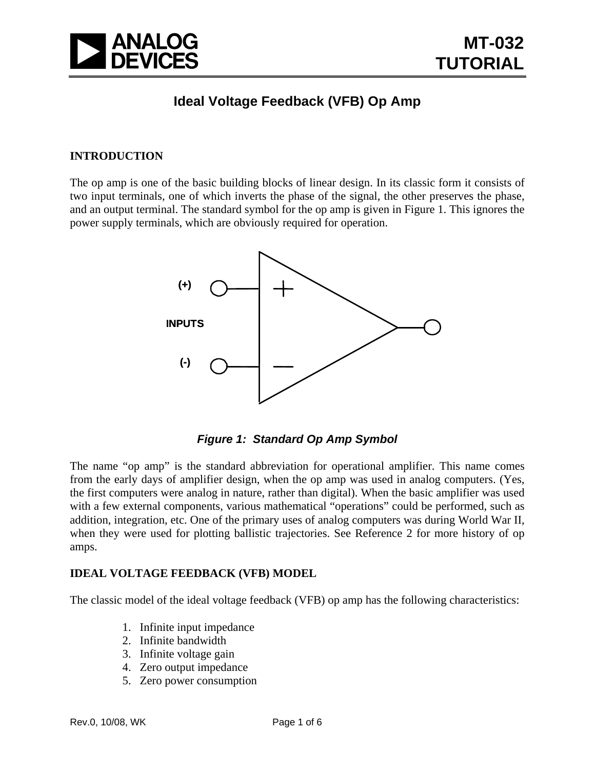# Ideal Voltage Feedback (VFB) Op Amp

## INTRODUCTION

The op amp is one of the basic building blocks of linear design. In its classic form it consists of two input terminals, one of which inverts the phase of the signal, the other preserves the phase, and an output terminal. The standard symbol for the op amp is given in Figure 1. This ignores the power supply terminals, which are obviously required for operation.

*Figure 1: Standard Op Amp Symbol*

The name "op amp" is the standard abbreviation for operational amplifier. This name comes from the early days of amplifier design, when the op amp was used in analog computers. (Yes, the first computers were analog in nature, rather than digital). When the basic amplifier was used with a few external components, various mathematical "operations" could be performed, such as addition, integration, etc. One of the primary uses of analog computers was during World War II, when they were used for plotting ballistic trajectories. See Reference 2 for more history of op amps.

## IDEAL VOLTAGE FEEDBACK (VFB) MODEL

The classic model of the ideal voltage feedback (VFB) op amp has the following characteristics:

1. Infinite input impedance
2. Infinite bandwidth
3. Infinite voltage gain
4. Zero output impedance
5. Zero power consumption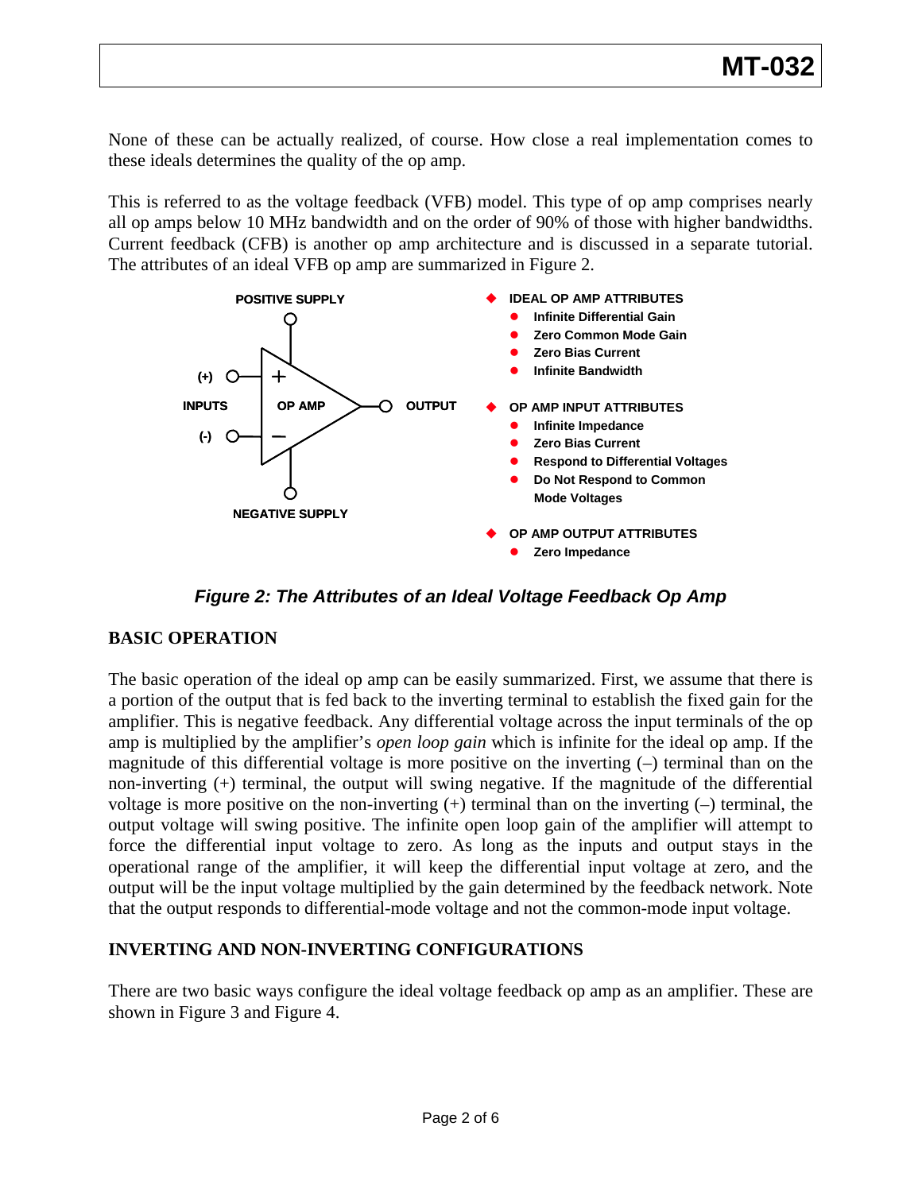None of these can be actually realized, of course. How close a real implementation comes to these ideals determines the quality of the op amp.

This is referred to as the voltage feedback (VFB) model. This type of op amp comprises nearly all op amps below 10 MHz bandwidth and on the order of 90% of those with higher bandwidths. Current feedback (CFB) is another op amp architecture and is discussed in a separate tutorial. The attributes of an ideal VFB op amp are summarized in Figure 2.

- **IDEAL OP AMP ATTRIBUTES**
  - **Infinite Differential Gain**
  - **Zero Common Mode Gain**
  - **Zero Bias Current**
  - **Infinite Bandwidth**
- **OP AMP INPUT ATTRIBUTES**
  - **Infinite Impedance**
  - **Zero Bias Current**
  - **Respond to Differential Voltages**
  - **Do Not Respond to Common Mode Voltages**
- **OP AMP OUTPUT ATTRIBUTES**
  - **Zero Impedance**

***Figure 2: The Attributes of an Ideal Voltage Feedback Op Amp***

## BASIC OPERATION

The basic operation of the ideal op amp can be easily summarized. First, we assume that there is a portion of the output that is fed back to the inverting terminal to establish the fixed gain for the amplifier. This is negative feedback. Any differential voltage across the input terminals of the op amp is multiplied by the amplifier's *open loop gain* which is infinite for the ideal op amp. If the magnitude of this differential voltage is more positive on the inverting (–) terminal than on the non-inverting (+) terminal, the output will swing negative. If the magnitude of the differential voltage is more positive on the non-inverting (+) terminal than on the inverting (–) terminal, the output voltage will swing positive. The infinite open loop gain of the amplifier will attempt to force the differential input voltage to zero. As long as the inputs and output stays in the operational range of the amplifier, it will keep the differential input voltage at zero, and the output will be the input voltage multiplied by the gain determined by the feedback network. Note that the output responds to differential-mode voltage and not the common-mode input voltage.

## INVERTING AND NON-INVERTING CONFIGURATIONS

There are two basic ways configure the ideal voltage feedback op amp as an amplifier. These are shown in Figure 3 and Figure 4.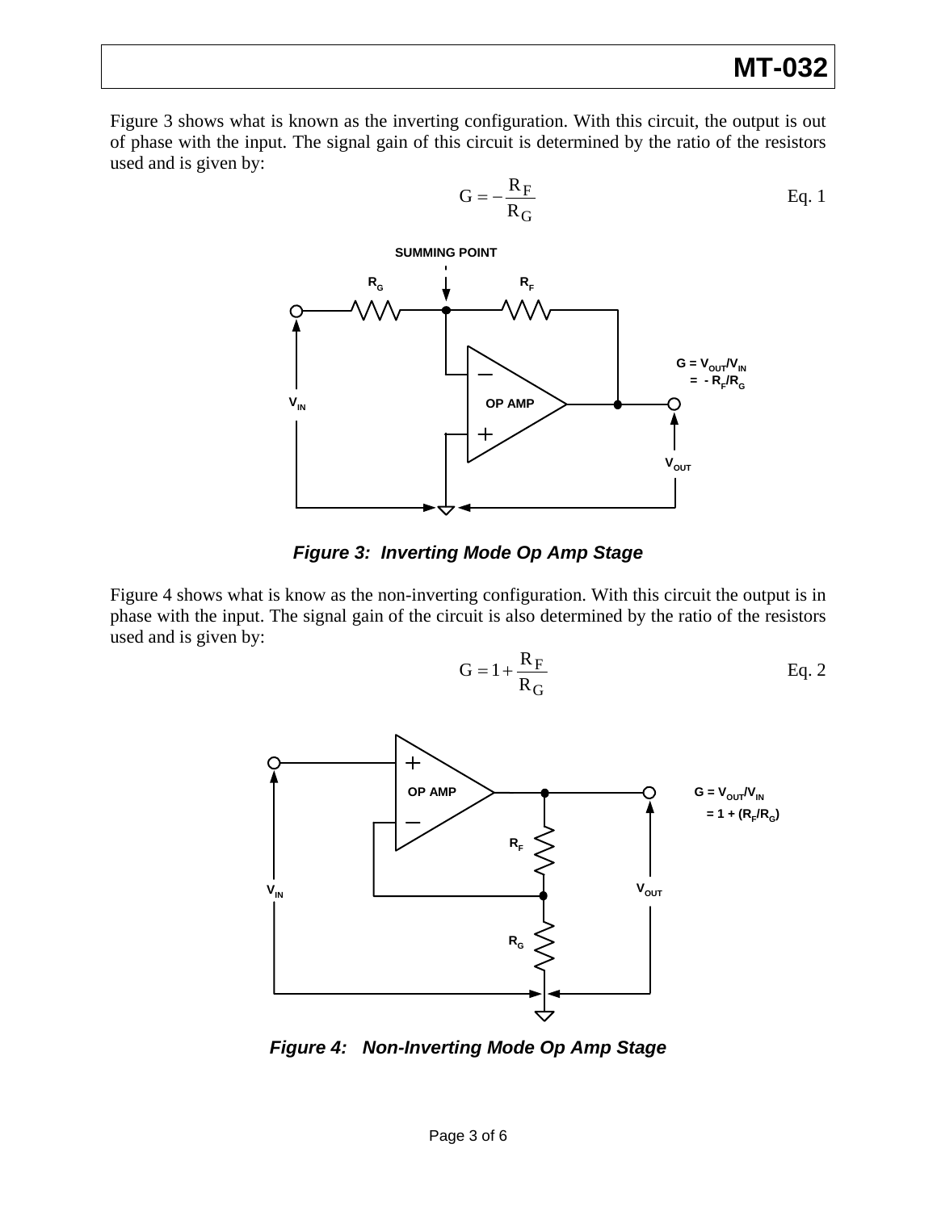Figure 3 shows what is known as the inverting configuration. With this circuit, the output is out of phase with the input. The signal gain of this circuit is determined by the ratio of the resistors used and is given by:

$$G = -\frac{R_F}{R_G} \qquad \text{Eq. 1}$$

***Figure 3: Inverting Mode Op Amp Stage***

Figure 4 shows what is know as the non-inverting configuration. With this circuit the output is in phase with the input. The signal gain of the circuit is also determined by the ratio of the resistors used and is given by:

$$G = 1 + \frac{R_F}{R_G} \qquad \text{Eq. 2}$$

***Figure 4: Non-Inverting Mode Op Amp Stage***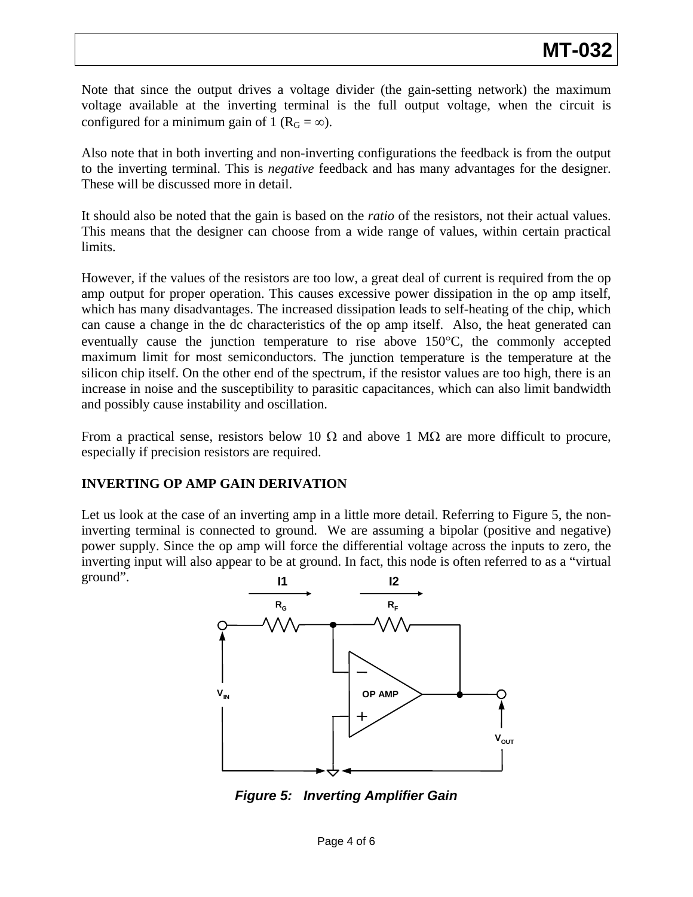Note that since the output drives a voltage divider (the gain-setting network) the maximum voltage available at the inverting terminal is the full output voltage, when the circuit is configured for a minimum gain of 1 ($R_G = \infty$).

Also note that in both inverting and non-inverting configurations the feedback is from the output to the inverting terminal. This is *negative* feedback and has many advantages for the designer. These will be discussed more in detail.

It should also be noted that the gain is based on the *ratio* of the resistors, not their actual values. This means that the designer can choose from a wide range of values, within certain practical limits.

However, if the values of the resistors are too low, a great deal of current is required from the op amp output for proper operation. This causes excessive power dissipation in the op amp itself, which has many disadvantages. The increased dissipation leads to self-heating of the chip, which can cause a change in the dc characteristics of the op amp itself. Also, the heat generated can eventually cause the junction temperature to rise above 150°C, the commonly accepted maximum limit for most semiconductors. The junction temperature is the temperature at the silicon chip itself. On the other end of the spectrum, if the resistor values are too high, there is an increase in noise and the susceptibility to parasitic capacitances, which can also limit bandwidth and possibly cause instability and oscillation.

From a practical sense, resistors below 10 Ω and above 1 MΩ are more difficult to procure, especially if precision resistors are required.

## INVERTING OP AMP GAIN DERIVATION

Let us look at the case of an inverting amp in a little more detail. Referring to Figure 5, the non-inverting terminal is connected to ground. We are assuming a bipolar (positive and negative) power supply. Since the op amp will force the differential voltage across the inputs to zero, the inverting input will also appear to be at ground. In fact, this node is often referred to as a "virtual ground".

***Figure 5: Inverting Amplifier Gain***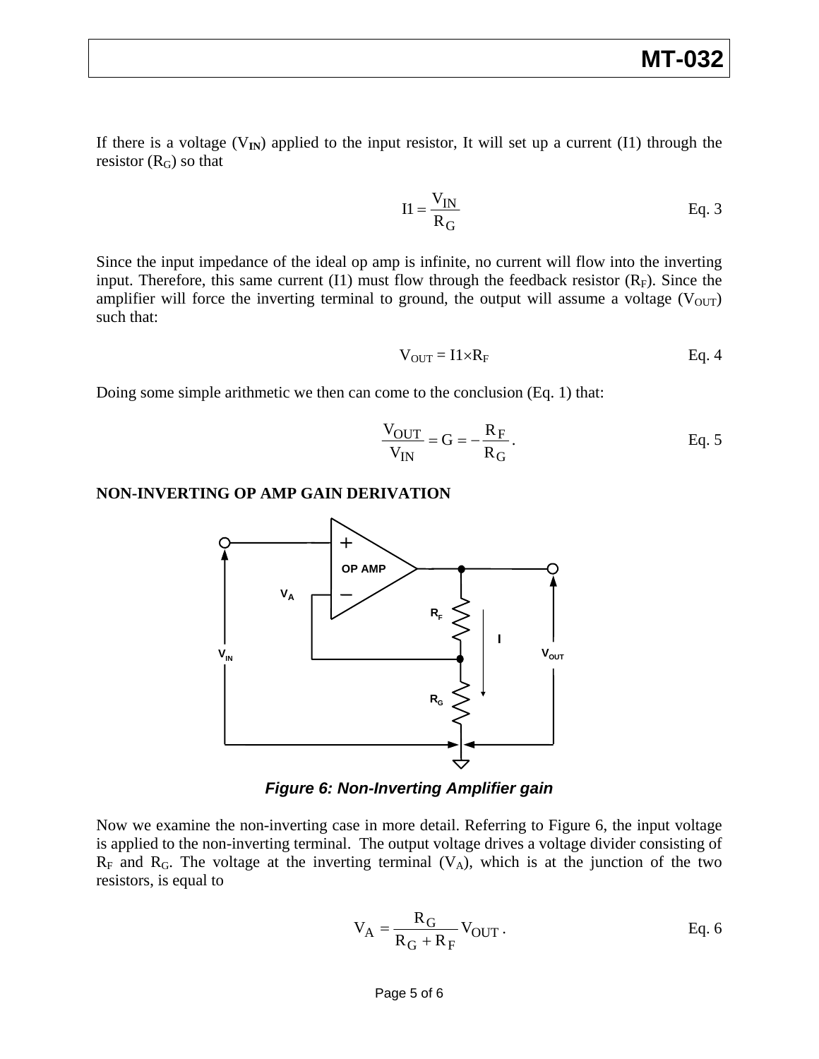If there is a voltage ($V_{IN}$) applied to the input resistor, It will set up a current (I1) through the resistor ($R_G$) so that

$$I1 = \frac{V_{IN}}{R_G} \qquad \text{Eq. 3}$$

Since the input impedance of the ideal op amp is infinite, no current will flow into the inverting input. Therefore, this same current (I1) must flow through the feedback resistor ($R_F$). Since the amplifier will force the inverting terminal to ground, the output will assume a voltage ($V_{OUT}$) such that:

$$V_{OUT} = I1 \times R_F \qquad \text{Eq. 4}$$

Doing some simple arithmetic we then can come to the conclusion (Eq. 1) that:

$$\frac{V_{OUT}}{V_{IN}} = G = -\frac{R_F}{R_G}. \qquad \text{Eq. 5}$$

**NON-INVERTING OP AMP GAIN DERIVATION**

***Figure 6: Non-Inverting Amplifier gain***

Now we examine the non-inverting case in more detail. Referring to Figure 6, the input voltage is applied to the non-inverting terminal. The output voltage drives a voltage divider consisting of $R_F$ and $R_G$. The voltage at the inverting terminal ($V_A$), which is at the junction of the two resistors, is equal to

$$V_A = \frac{R_G}{R_G + R_F} V_{OUT}. \qquad \text{Eq. 6}$$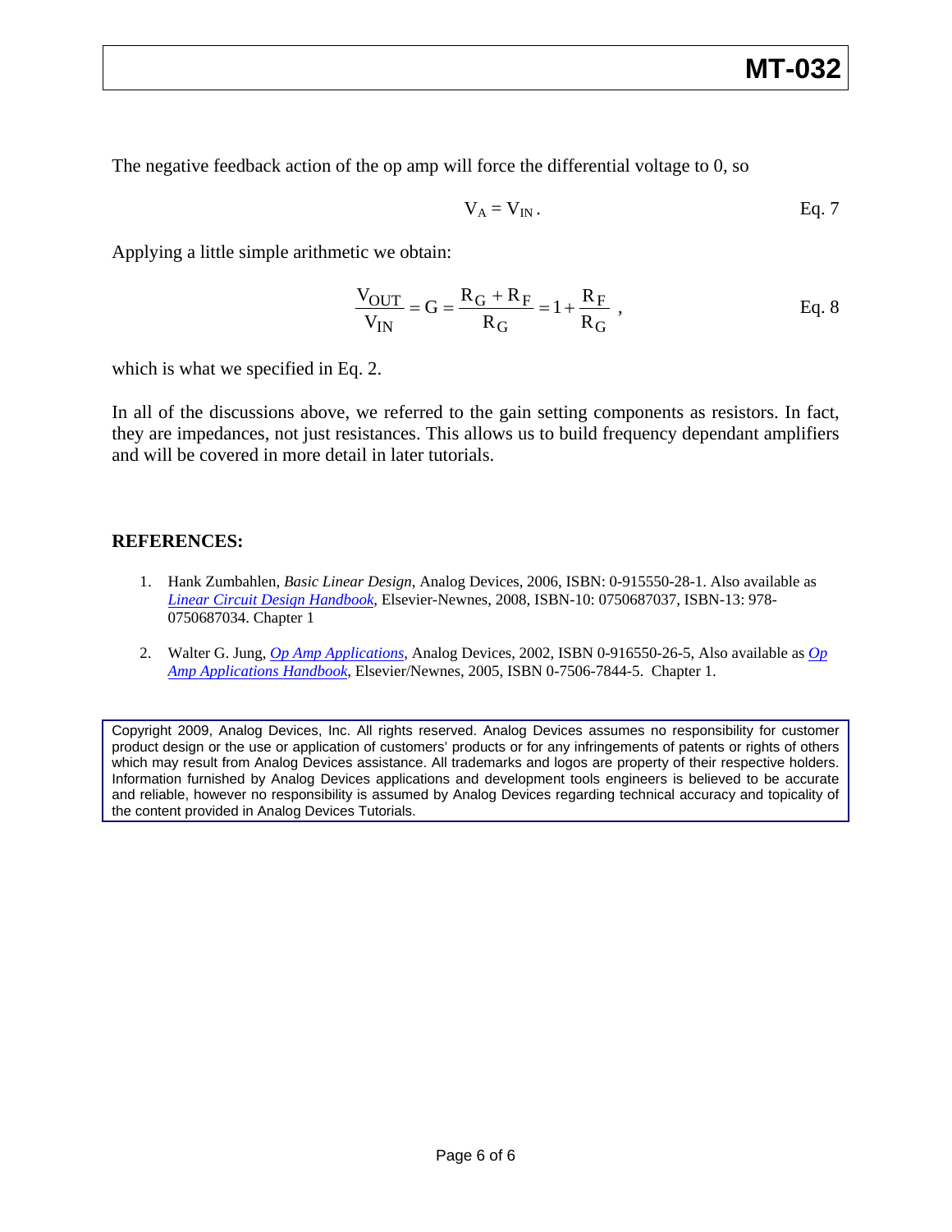The negative feedback action of the op amp will force the differential voltage to 0, so

$$V_A = V_{IN}. \qquad \text{Eq. 7}$$

Applying a little simple arithmetic we obtain:

$$\frac{V_{OUT}}{V_{IN}} = G = \frac{R_G + R_F}{R_G} = 1 + \frac{R_F}{R_G}\ , \qquad \text{Eq. 8}$$

which is what we specified in Eq. 2.

In all of the discussions above, we referred to the gain setting components as resistors. In fact, they are impedances, not just resistances. This allows us to build frequency dependant amplifiers and will be covered in more detail in later tutorials.

**REFERENCES:**

1. Hank Zumbahlen, *Basic Linear Design*, Analog Devices, 2006, ISBN: 0-915550-28-1. Also available as *Linear Circuit Design Handbook*, Elsevier-Newnes, 2008, ISBN-10: 0750687037, ISBN-13: 978-0750687034. Chapter 1

2. Walter G. Jung, *Op Amp Applications*, Analog Devices, 2002, ISBN 0-916550-26-5, Also available as *Op Amp Applications Handbook*, Elsevier/Newnes, 2005, ISBN 0-7506-7844-5. Chapter 1.

Copyright 2009, Analog Devices, Inc. All rights reserved. Analog Devices assumes no responsibility for customer product design or the use or application of customers' products or for any infringements of patents or rights of others which may result from Analog Devices assistance. All trademarks and logos are property of their respective holders. Information furnished by Analog Devices applications and development tools engineers is believed to be accurate and reliable, however no responsibility is assumed by Analog Devices regarding technical accuracy and topicality of the content provided in Analog Devices Tutorials.